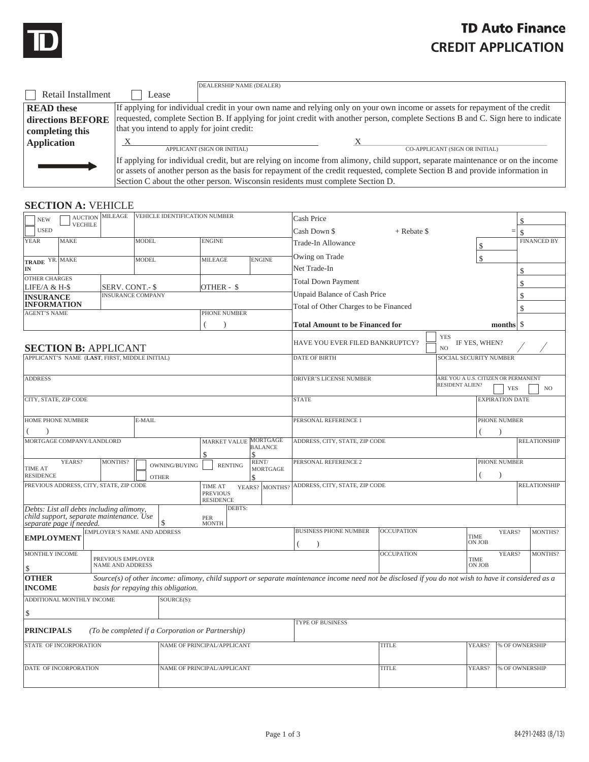# TD Auto Finance
## CREDIT APPLICATION

☐ Retail Installment ☐ Lease

DEALERSHIP NAME (DEALER)

| **READ these directions BEFORE completing this Application** | If applying for individual credit in your own name and relying only on your own income or assets for repayment of the credit requested, complete Section B. If applying for joint credit with another person, complete Sections B and C. Sign here to indicate that you intend to apply for joint credit: |
|---|---|
| | X ______ APPLICANT (SIGN OR INITIAL) X ______ CO-APPLICANT (SIGN OR INITIAL) |
| → | If applying for individual credit, but are relying on income from alimony, child support, separate maintenance or on the income or assets of another person as the basis for repayment of the credit requested, complete Section B and provide information in Section C about the other person. Wisconsin residents must complete Section D. |

## SECTION A: VEHICLE

| ☐ NEW ☐ USED | ☐ AUCTION VECHILE | MILEAGE | VEHICLE IDENTIFICATION NUMBER | | |
|---|---|---|---|---|---|
| YEAR | MAKE | | MODEL | ENGINE | |
| **TRADE IN** YR. | MAKE | | MODEL | MILEAGE | ENGINE |
| OTHER CHARGES LIFE/A & H-$ | | SERV. CONT.- $ | | OTHER - $ | |
| **INSURANCE INFORMATION** | | INSURANCE COMPANY | | | |
| AGENT'S NAME | | | | PHONE NUMBER ( ) | |

| | | |
|---|---|---|
| Cash Price | | $ |
| Cash Down $ + Rebate $ | = | $ |
| Trade-In Allowance | $ | FINANCED BY |
| Owing on Trade | $ | |
| Net Trade-In | | $ |
| Total Down Payment | | $ |
| Unpaid Balance of Cash Price | | $ |
| Total of Other Charges to be Financed | | $ |
| **Total Amount to be Financed for months** | | $ |

## SECTION B: APPLICANT

HAVE YOU EVER FILED BANKRUPTCY? ☐ YES ☐ NO IF YES, WHEN? / /

| | | | | |
|---|---|---|---|---|
| APPLICANT'S NAME (**LAST**, FIRST, MIDDLE INITIAL) | | | DATE OF BIRTH | SOCIAL SECURITY NUMBER |
| ADDRESS | | | DRIVER'S LICENSE NUMBER | ARE YOU A U.S. CITIZEN OR PERMANENT RESIDENT ALIEN? ☐ YES ☐ NO |
| CITY, STATE, ZIP CODE | | | STATE | EXPIRATION DATE |
| HOME PHONE NUMBER ( ) | E-MAIL | | PERSONAL REFERENCE 1 | PHONE NUMBER ( ) |
| MORTGAGE COMPANY/LANDLORD | MARKET VALUE $ | MORTGAGE BALANCE $ | ADDRESS, CITY, STATE, ZIP CODE | RELATIONSHIP |
| TIME AT RESIDENCE YEARS? MONTHS? | ☐ OWNING/BUYING ☐ OTHER ☐ RENTING | RENT/ MORTGAGE $ | PERSONAL REFERENCE 2 | PHONE NUMBER ( ) |
| PREVIOUS ADDRESS, CITY, STATE, ZIP CODE | TIME AT PREVIOUS RESIDENCE YEARS? MONTHS? | | ADDRESS, CITY, STATE, ZIP CODE | RELATIONSHIP |

| | | |
|---|---|---|
| *Debts: List all debts including alimony, child support, separate maintenance. Use separate page if needed.* $ | PER MONTH | DEBTS: |

| | | | | |
|---|---|---|---|---|
| **EMPLOYMENT** | EMPLOYER'S NAME AND ADDRESS | BUSINESS PHONE NUMBER ( ) | OCCUPATION | TIME ON JOB YEARS? MONTHS? |
| MONTHLY INCOME $ | PREVIOUS EMPLOYER NAME AND ADDRESS | | OCCUPATION | TIME ON JOB YEARS? MONTHS? |

**OTHER INCOME** *Source(s) of other income: alimony, child support or separate maintenance income need not be disclosed if you do not wish to have it considered as a basis for repaying this obligation.*

| | |
|---|---|
| ADDITIONAL MONTHLY INCOME $ | SOURCE(S): |

**PRINCIPALS** *(To be completed if a Corporation or Partnership)* TYPE OF BUSINESS

| | | | | |
|---|---|---|---|---|
| STATE OF INCORPORATION | NAME OF PRINCIPAL/APPLICANT | TITLE | YEARS? | % OF OWNERSHIP |
| DATE OF INCORPORATION | NAME OF PRINCIPAL/APPLICANT | TITLE | YEARS? | % OF OWNERSHIP |

84-291-2483 (8/13)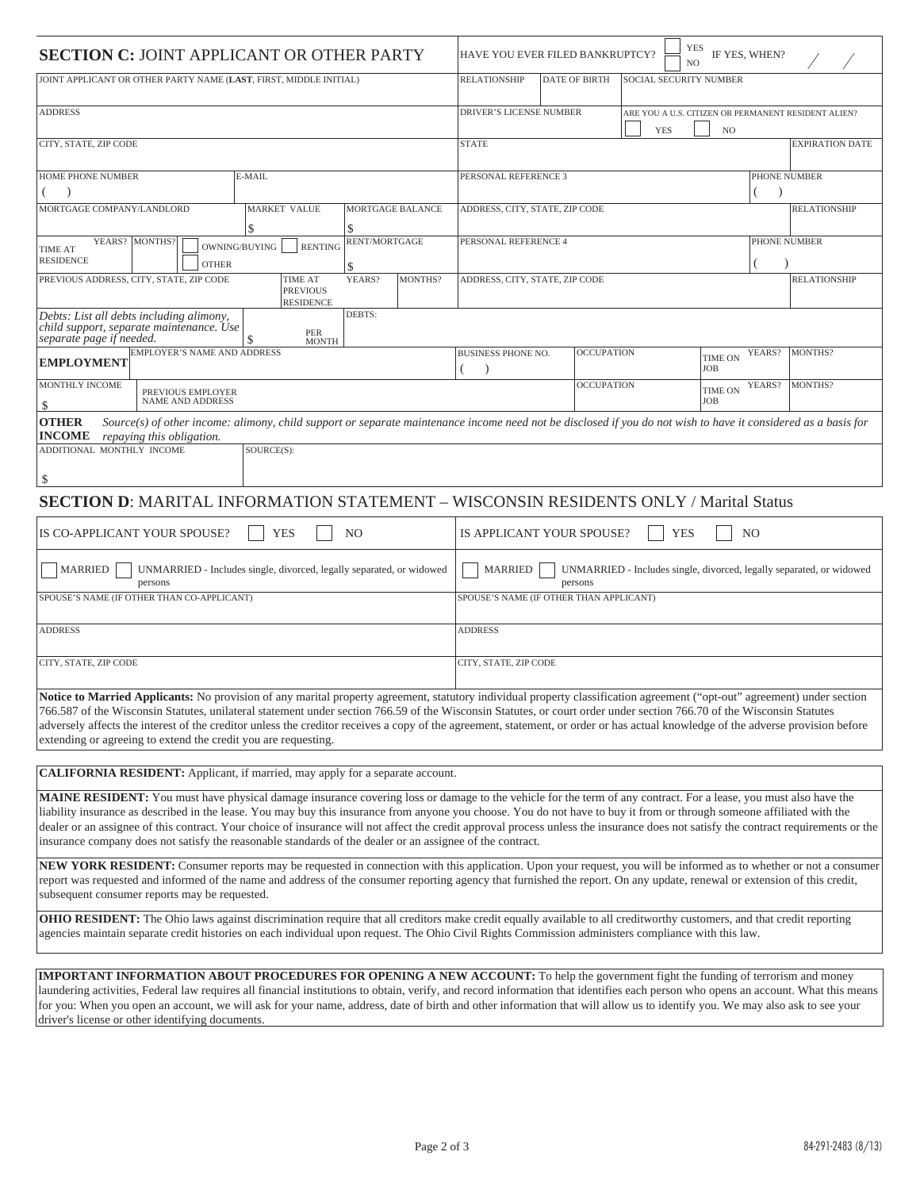## SECTION C: JOINT APPLICANT OR OTHER PARTY

HAVE YOU EVER FILED BANKRUPTCY? ☐ YES ☐ NO IF YES, WHEN? / /

| JOINT APPLICANT OR OTHER PARTY NAME (**LAST**, FIRST, MIDDLE INITIAL) | | | RELATIONSHIP | DATE OF BIRTH | SOCIAL SECURITY NUMBER |
|---|---|---|---|---|---|
| ADDRESS | | | DRIVER'S LICENSE NUMBER | | ARE YOU A U.S. CITIZEN OR PERMANENT RESIDENT ALIEN? ☐ YES ☐ NO |
| CITY, STATE, ZIP CODE | | | STATE | | EXPIRATION DATE |
| HOME PHONE NUMBER ( ) | E-MAIL | | PERSONAL REFERENCE 3 | | PHONE NUMBER ( ) |
| MORTGAGE COMPANY/LANDLORD | MARKET VALUE $ | MORTGAGE BALANCE $ | ADDRESS, CITY, STATE, ZIP CODE | | RELATIONSHIP |
| TIME AT RESIDENCE YEARS? MONTHS? | ☐ OWNING/BUYING ☐ RENTING ☐ OTHER | RENT/MORTGAGE $ | PERSONAL REFERENCE 4 | | PHONE NUMBER ( ) |
| PREVIOUS ADDRESS, CITY, STATE, ZIP CODE | TIME AT PREVIOUS RESIDENCE | YEARS? MONTHS? | ADDRESS, CITY, STATE, ZIP CODE | | RELATIONSHIP |
| *Debts: List all debts including alimony, child support, separate maintenance. Use separate page if needed.* | $ PER MONTH | DEBTS: | | | |

| **EMPLOYMENT** | EMPLOYER'S NAME AND ADDRESS | BUSINESS PHONE NO. ( ) | OCCUPATION | TIME ON JOB | YEARS? | MONTHS? |
|---|---|---|---|---|---|---|
| MONTHLY INCOME $ | PREVIOUS EMPLOYER NAME AND ADDRESS | | OCCUPATION | TIME ON JOB | YEARS? | MONTHS? |

**OTHER INCOME** *Source(s) of other income: alimony, child support or separate maintenance income need not be disclosed if you do not wish to have it considered as a basis for repaying this obligation.*

| ADDITIONAL MONTHLY INCOME | SOURCE(S): |
|---|---|
| $ | |

## SECTION D: MARITAL INFORMATION STATEMENT – WISCONSIN RESIDENTS ONLY / Marital Status

| IS CO-APPLICANT YOUR SPOUSE? ☐ YES ☐ NO | IS APPLICANT YOUR SPOUSE? ☐ YES ☐ NO |
|---|---|
| ☐ MARRIED ☐ UNMARRIED - Includes single, divorced, legally separated, or widowed persons | ☐ MARRIED ☐ UNMARRIED - Includes single, divorced, legally separated, or widowed persons |
| SPOUSE'S NAME (IF OTHER THAN CO-APPLICANT) | SPOUSE'S NAME (IF OTHER THAN APPLICANT) |
| ADDRESS | ADDRESS |
| CITY, STATE, ZIP CODE | CITY, STATE, ZIP CODE |

**Notice to Married Applicants:** No provision of any marital property agreement, statutory individual property classification agreement ("opt-out" agreement) under section 766.587 of the Wisconsin Statutes, unilateral statement under section 766.59 of the Wisconsin Statutes, or court order under section 766.70 of the Wisconsin Statutes adversely affects the interest of the creditor unless the creditor receives a copy of the agreement, statement, or order or has actual knowledge of the adverse provision before extending or agreeing to extend the credit you are requesting.

**CALIFORNIA RESIDENT:** Applicant, if married, may apply for a separate account.

**MAINE RESIDENT:** You must have physical damage insurance covering loss or damage to the vehicle for the term of any contract. For a lease, you must also have the liability insurance as described in the lease. You may buy this insurance from anyone you choose. You do not have to buy it from or through someone affiliated with the dealer or an assignee of this contract. Your choice of insurance will not affect the credit approval process unless the insurance does not satisfy the contract requirements or the insurance company does not satisfy the reasonable standards of the dealer or an assignee of the contract.

**NEW YORK RESIDENT:** Consumer reports may be requested in connection with this application. Upon your request, you will be informed as to whether or not a consumer report was requested and informed of the name and address of the consumer reporting agency that furnished the report. On any update, renewal or extension of this credit, subsequent consumer reports may be requested.

**OHIO RESIDENT:** The Ohio laws against discrimination require that all creditors make credit equally available to all creditworthy customers, and that credit reporting agencies maintain separate credit histories on each individual upon request. The Ohio Civil Rights Commission administers compliance with this law.

**IMPORTANT INFORMATION ABOUT PROCEDURES FOR OPENING A NEW ACCOUNT:** To help the government fight the funding of terrorism and money laundering activities, Federal law requires all financial institutions to obtain, verify, and record information that identifies each person who opens an account. What this means for you: When you open an account, we will ask for your name, address, date of birth and other information that will allow us to identify you. We may also ask to see your driver's license or other identifying documents.

84-291-2483 (8/13)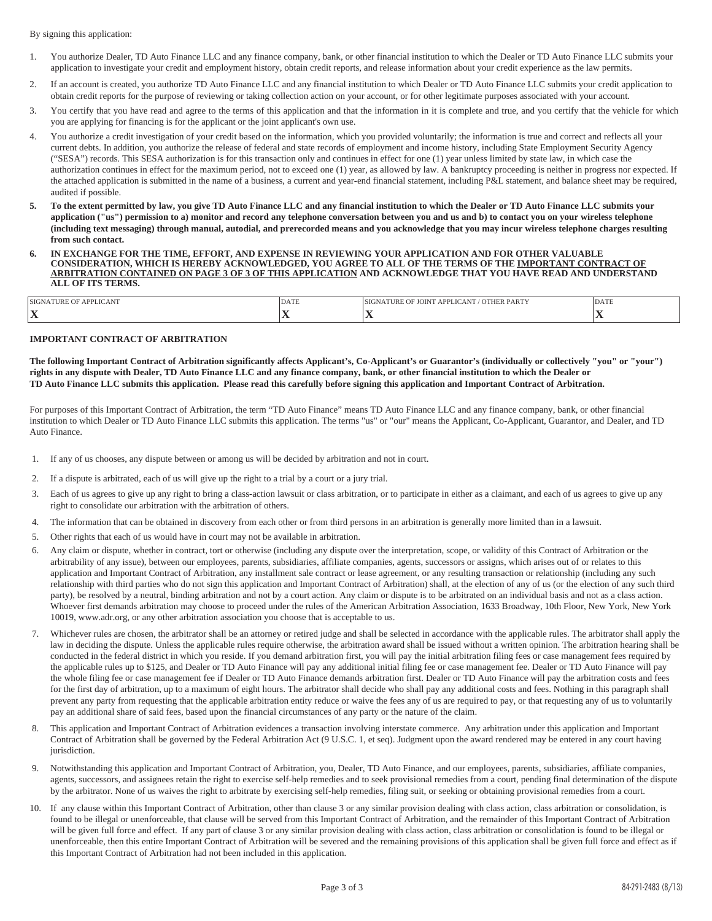By signing this application:

1. You authorize Dealer, TD Auto Finance LLC and any finance company, bank, or other financial institution to which the Dealer or TD Auto Finance LLC submits your application to investigate your credit and employment history, obtain credit reports, and release information about your credit experience as the law permits.
2. If an account is created, you authorize TD Auto Finance LLC and any financial institution to which Dealer or TD Auto Finance LLC submits your credit application to obtain credit reports for the purpose of reviewing or taking collection action on your account, or for other legitimate purposes associated with your account.
3. You certify that you have read and agree to the terms of this application and that the information in it is complete and true, and you certify that the vehicle for which you are applying for financing is for the applicant or the joint applicant's own use.
4. You authorize a credit investigation of your credit based on the information, which you provided voluntarily; the information is true and correct and reflects all your current debts. In addition, you authorize the release of federal and state records of employment and income history, including State Employment Security Agency (“SESA”) records. This SESA authorization is for this transaction only and continues in effect for one (1) year unless limited by state law, in which case the authorization continues in effect for the maximum period, not to exceed one (1) year, as allowed by law. A bankruptcy proceeding is neither in progress nor expected. If the attached application is submitted in the name of a business, a current and year-end financial statement, including P&L statement, and balance sheet may be required, audited if possible.
5. **To the extent permitted by law, you give TD Auto Finance LLC and any financial institution to which the Dealer or TD Auto Finance LLC submits your application ("us") permission to a) monitor and record any telephone conversation between you and us and b) to contact you on your wireless telephone (including text messaging) through manual, autodial, and prerecorded means and you acknowledge that you may incur wireless telephone charges resulting from such contact.**
6. **IN EXCHANGE FOR THE TIME, EFFORT, AND EXPENSE IN REVIEWING YOUR APPLICATION AND FOR OTHER VALUABLE CONSIDERATION, WHICH IS HEREBY ACKNOWLEDGED, YOU AGREE TO ALL OF THE TERMS OF THE <u>IMPORTANT CONTRACT OF ARBITRATION CONTAINED ON PAGE 3 OF 3 OF THIS APPLICATION</u> AND ACKNOWLEDGE THAT YOU HAVE READ AND UNDERSTAND ALL OF ITS TERMS.**

| SIGNATURE OF APPLICANT | DATE | SIGNATURE OF JOINT APPLICANT / OTHER PARTY | DATE |
|---|---|---|---|
| **X** | **X** | **X** | **X** |

**IMPORTANT CONTRACT OF ARBITRATION**

**The following Important Contract of Arbitration significantly affects Applicant’s, Co-Applicant’s or Guarantor’s (individually or collectively "you" or "your") rights in any dispute with Dealer, TD Auto Finance LLC and any finance company, bank, or other financial institution to which the Dealer or TD Auto Finance LLC submits this application. Please read this carefully before signing this application and Important Contract of Arbitration.**

For purposes of this Important Contract of Arbitration, the term “TD Auto Finance” means TD Auto Finance LLC and any finance company, bank, or other financial institution to which Dealer or TD Auto Finance LLC submits this application. The terms "us" or "our" means the Applicant, Co-Applicant, Guarantor, and Dealer, and TD Auto Finance.

1. If any of us chooses, any dispute between or among us will be decided by arbitration and not in court.
2. If a dispute is arbitrated, each of us will give up the right to a trial by a court or a jury trial.
3. Each of us agrees to give up any right to bring a class-action lawsuit or class arbitration, or to participate in either as a claimant, and each of us agrees to give up any right to consolidate our arbitration with the arbitration of others.
4. The information that can be obtained in discovery from each other or from third persons in an arbitration is generally more limited than in a lawsuit.
5. Other rights that each of us would have in court may not be available in arbitration.
6. Any claim or dispute, whether in contract, tort or otherwise (including any dispute over the interpretation, scope, or validity of this Contract of Arbitration or the arbitrability of any issue), between our employees, parents, subsidiaries, affiliate companies, agents, successors or assigns, which arises out of or relates to this application and Important Contract of Arbitration, any installment sale contract or lease agreement, or any resulting transaction or relationship (including any such relationship with third parties who do not sign this application and Important Contract of Arbitration) shall, at the election of any of us (or the election of any such third party), be resolved by a neutral, binding arbitration and not by a court action. Any claim or dispute is to be arbitrated on an individual basis and not as a class action. Whoever first demands arbitration may choose to proceed under the rules of the American Arbitration Association, 1633 Broadway, 10th Floor, New York, New York 10019, www.adr.org, or any other arbitration association you choose that is acceptable to us.
7. Whichever rules are chosen, the arbitrator shall be an attorney or retired judge and shall be selected in accordance with the applicable rules. The arbitrator shall apply the law in deciding the dispute. Unless the applicable rules require otherwise, the arbitration award shall be issued without a written opinion. The arbitration hearing shall be conducted in the federal district in which you reside. If you demand arbitration first, you will pay the initial arbitration filing fees or case management fees required by the applicable rules up to $125, and Dealer or TD Auto Finance will pay any additional initial filing fee or case management fee. Dealer or TD Auto Finance will pay the whole filing fee or case management fee if Dealer or TD Auto Finance demands arbitration first. Dealer or TD Auto Finance will pay the arbitration costs and fees for the first day of arbitration, up to a maximum of eight hours. The arbitrator shall decide who shall pay any additional costs and fees. Nothing in this paragraph shall prevent any party from requesting that the applicable arbitration entity reduce or waive the fees any of us are required to pay, or that requesting any of us to voluntarily pay an additional share of said fees, based upon the financial circumstances of any party or the nature of the claim.
8. This application and Important Contract of Arbitration evidences a transaction involving interstate commerce. Any arbitration under this application and Important Contract of Arbitration shall be governed by the Federal Arbitration Act (9 U.S.C. 1, et seq). Judgment upon the award rendered may be entered in any court having jurisdiction.
9. Notwithstanding this application and Important Contract of Arbitration, you, Dealer, TD Auto Finance, and our employees, parents, subsidiaries, affiliate companies, agents, successors, and assignees retain the right to exercise self-help remedies and to seek provisional remedies from a court, pending final determination of the dispute by the arbitrator. None of us waives the right to arbitrate by exercising self-help remedies, filing suit, or seeking or obtaining provisional remedies from a court.
10. If any clause within this Important Contract of Arbitration, other than clause 3 or any similar provision dealing with class action, class arbitration or consolidation, is found to be illegal or unenforceable, that clause will be served from this Important Contract of Arbitration, and the remainder of this Important Contract of Arbitration will be given full force and effect. If any part of clause 3 or any similar provision dealing with class action, class arbitration or consolidation is found to be illegal or unenforceable, then this entire Important Contract of Arbitration will be severed and the remaining provisions of this application shall be given full force and effect as if this Important Contract of Arbitration had not been included in this application.

84-291-2483 (8/13)